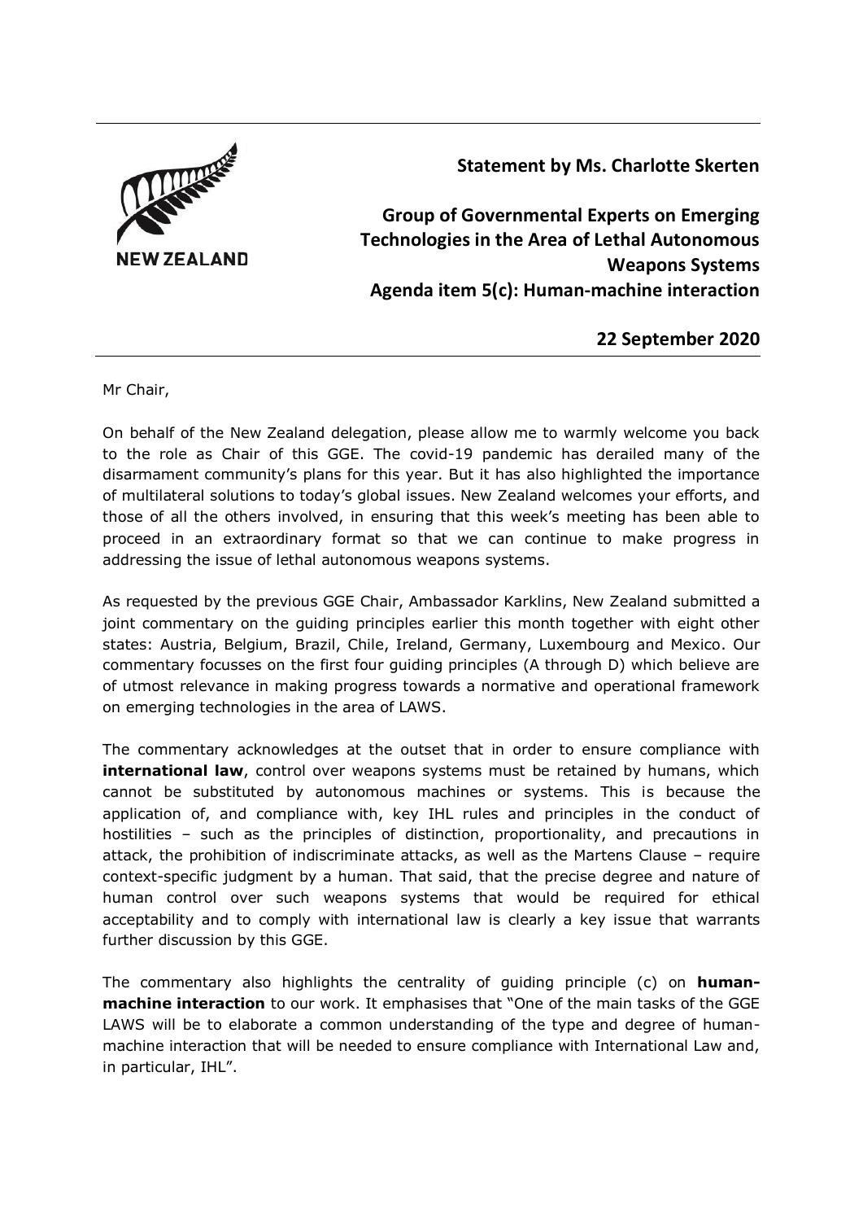NEW ZEALAND

**Statement by Ms. Charlotte Skerten**

**Group of Governmental Experts on Emerging Technologies in the Area of Lethal Autonomous Weapons Systems**
**Agenda item 5(c): Human-machine interaction**

**22 September 2020**

---

Mr Chair,

On behalf of the New Zealand delegation, please allow me to warmly welcome you back to the role as Chair of this GGE. The covid-19 pandemic has derailed many of the disarmament community's plans for this year. But it has also highlighted the importance of multilateral solutions to today's global issues. New Zealand welcomes your efforts, and those of all the others involved, in ensuring that this week's meeting has been able to proceed in an extraordinary format so that we can continue to make progress in addressing the issue of lethal autonomous weapons systems.

As requested by the previous GGE Chair, Ambassador Karklins, New Zealand submitted a joint commentary on the guiding principles earlier this month together with eight other states: Austria, Belgium, Brazil, Chile, Ireland, Germany, Luxembourg and Mexico. Our commentary focusses on the first four guiding principles (A through D) which believe are of utmost relevance in making progress towards a normative and operational framework on emerging technologies in the area of LAWS.

The commentary acknowledges at the outset that in order to ensure compliance with **international law**, control over weapons systems must be retained by humans, which cannot be substituted by autonomous machines or systems. This is because the application of, and compliance with, key IHL rules and principles in the conduct of hostilities – such as the principles of distinction, proportionality, and precautions in attack, the prohibition of indiscriminate attacks, as well as the Martens Clause – require context-specific judgment by a human. That said, that the precise degree and nature of human control over such weapons systems that would be required for ethical acceptability and to comply with international law is clearly a key issue that warrants further discussion by this GGE.

The commentary also highlights the centrality of guiding principle (c) on **human-machine interaction** to our work. It emphasises that "One of the main tasks of the GGE LAWS will be to elaborate a common understanding of the type and degree of human-machine interaction that will be needed to ensure compliance with International Law and, in particular, IHL".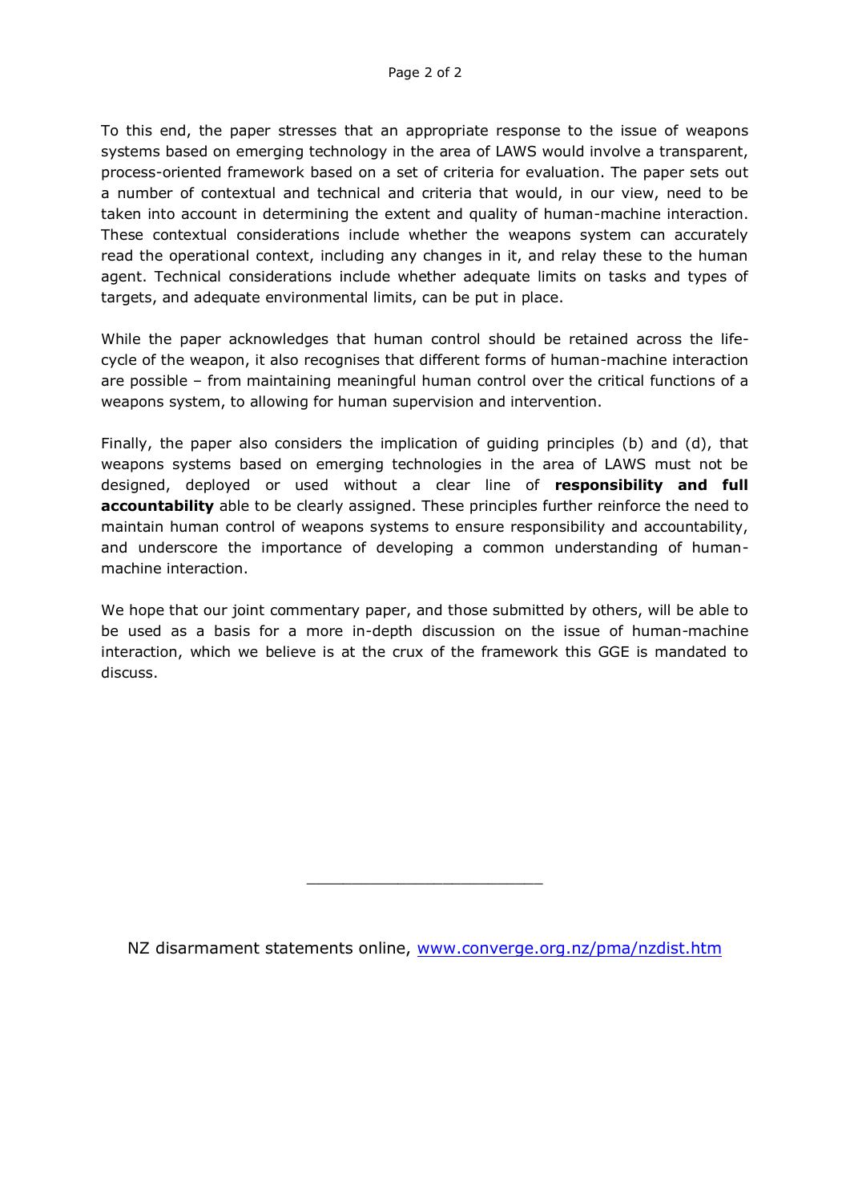To this end, the paper stresses that an appropriate response to the issue of weapons systems based on emerging technology in the area of LAWS would involve a transparent, process-oriented framework based on a set of criteria for evaluation. The paper sets out a number of contextual and technical and criteria that would, in our view, need to be taken into account in determining the extent and quality of human-machine interaction. These contextual considerations include whether the weapons system can accurately read the operational context, including any changes in it, and relay these to the human agent. Technical considerations include whether adequate limits on tasks and types of targets, and adequate environmental limits, can be put in place.

While the paper acknowledges that human control should be retained across the life-cycle of the weapon, it also recognises that different forms of human-machine interaction are possible – from maintaining meaningful human control over the critical functions of a weapons system, to allowing for human supervision and intervention.

Finally, the paper also considers the implication of guiding principles (b) and (d), that weapons systems based on emerging technologies in the area of LAWS must not be designed, deployed or used without a clear line of **responsibility and full accountability** able to be clearly assigned. These principles further reinforce the need to maintain human control of weapons systems to ensure responsibility and accountability, and underscore the importance of developing a common understanding of human-machine interaction.

We hope that our joint commentary paper, and those submitted by others, will be able to be used as a basis for a more in-depth discussion on the issue of human-machine interaction, which we believe is at the crux of the framework this GGE is mandated to discuss.

---

NZ disarmament statements online, [www.converge.org.nz/pma/nzdist.htm](www.converge.org.nz/pma/nzdist.htm)